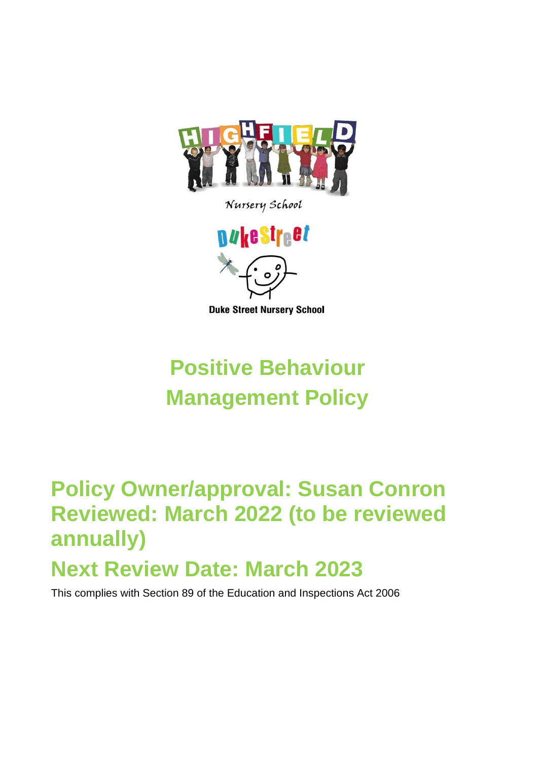HIGHFIELD

Nursery School

DukeStreet

Duke Street Nursery School

# Positive Behaviour Management Policy

## Policy Owner/approval: Susan Conron Reviewed: March 2022 (to be reviewed annually)

## Next Review Date: March 2023

This complies with Section 89 of the Education and Inspections Act 2006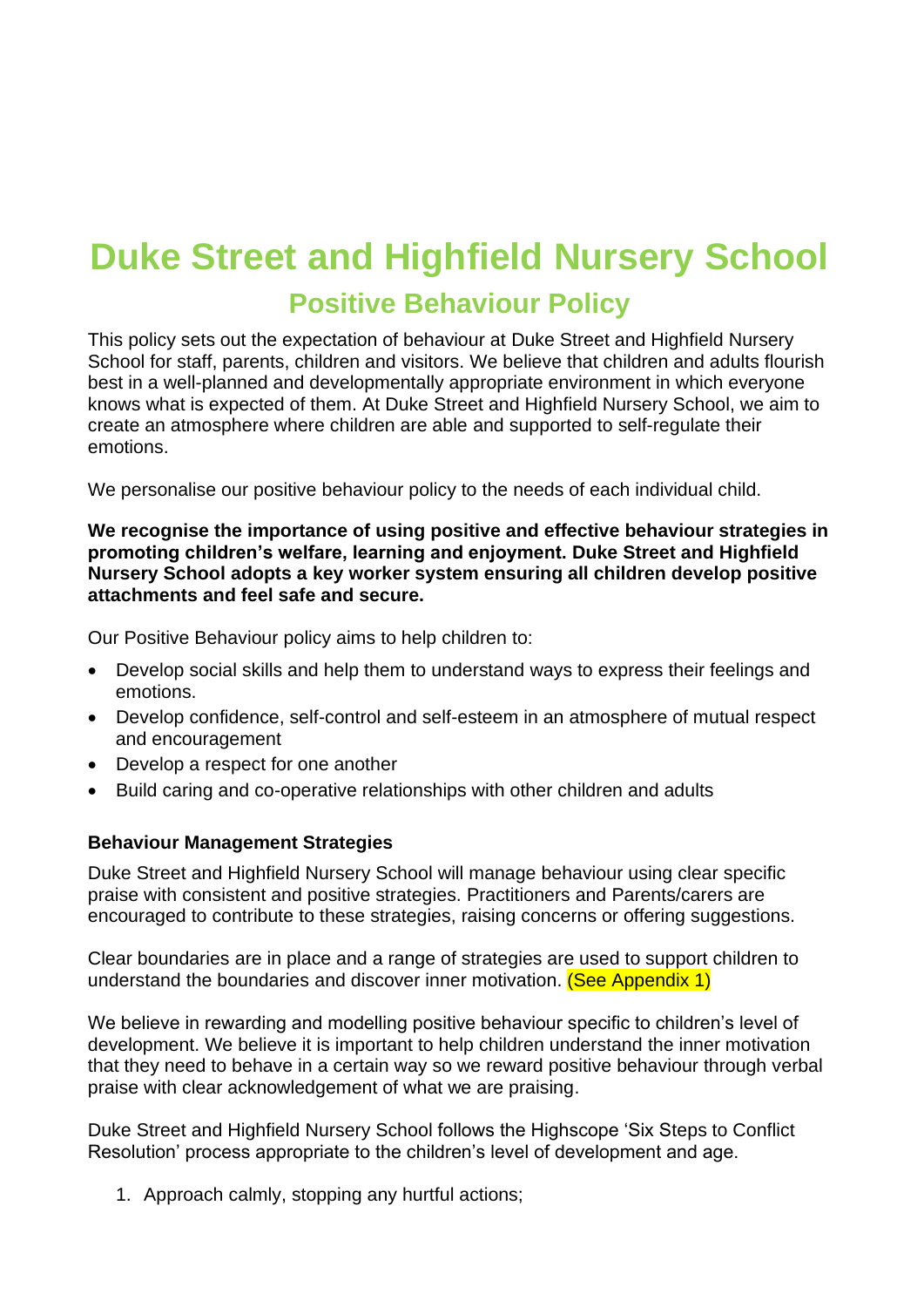# Duke Street and Highfield Nursery School

## Positive Behaviour Policy

This policy sets out the expectation of behaviour at Duke Street and Highfield Nursery School for staff, parents, children and visitors. We believe that children and adults flourish best in a well-planned and developmentally appropriate environment in which everyone knows what is expected of them. At Duke Street and Highfield Nursery School, we aim to create an atmosphere where children are able and supported to self-regulate their emotions.

We personalise our positive behaviour policy to the needs of each individual child.

**We recognise the importance of using positive and effective behaviour strategies in promoting children's welfare, learning and enjoyment. Duke Street and Highfield Nursery School adopts a key worker system ensuring all children develop positive attachments and feel safe and secure.**

Our Positive Behaviour policy aims to help children to:

- Develop social skills and help them to understand ways to express their feelings and emotions.
- Develop confidence, self-control and self-esteem in an atmosphere of mutual respect and encouragement
- Develop a respect for one another
- Build caring and co-operative relationships with other children and adults

### Behaviour Management Strategies

Duke Street and Highfield Nursery School will manage behaviour using clear specific praise with consistent and positive strategies. Practitioners and Parents/carers are encouraged to contribute to these strategies, raising concerns or offering suggestions.

Clear boundaries are in place and a range of strategies are used to support children to understand the boundaries and discover inner motivation. (See Appendix 1)

We believe in rewarding and modelling positive behaviour specific to children's level of development. We believe it is important to help children understand the inner motivation that they need to behave in a certain way so we reward positive behaviour through verbal praise with clear acknowledgement of what we are praising.

Duke Street and Highfield Nursery School follows the Highscope 'Six Steps to Conflict Resolution' process appropriate to the children's level of development and age.

1. Approach calmly, stopping any hurtful actions;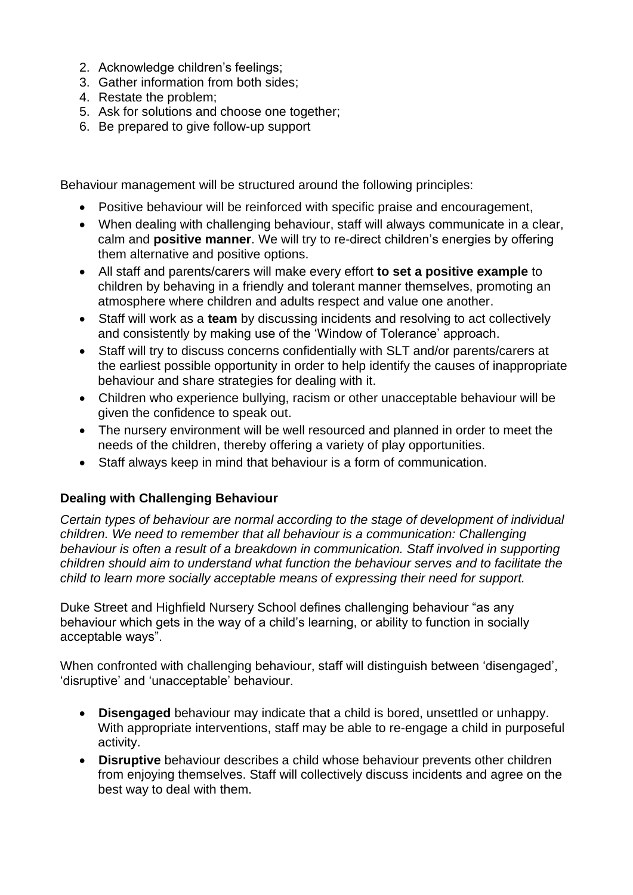2. Acknowledge children's feelings;
3. Gather information from both sides;
4. Restate the problem;
5. Ask for solutions and choose one together;
6. Be prepared to give follow-up support

Behaviour management will be structured around the following principles:

- Positive behaviour will be reinforced with specific praise and encouragement,
- When dealing with challenging behaviour, staff will always communicate in a clear, calm and **positive manner**. We will try to re-direct children's energies by offering them alternative and positive options.
- All staff and parents/carers will make every effort **to set a positive example** to children by behaving in a friendly and tolerant manner themselves, promoting an atmosphere where children and adults respect and value one another.
- Staff will work as a **team** by discussing incidents and resolving to act collectively and consistently by making use of the 'Window of Tolerance' approach.
- Staff will try to discuss concerns confidentially with SLT and/or parents/carers at the earliest possible opportunity in order to help identify the causes of inappropriate behaviour and share strategies for dealing with it.
- Children who experience bullying, racism or other unacceptable behaviour will be given the confidence to speak out.
- The nursery environment will be well resourced and planned in order to meet the needs of the children, thereby offering a variety of play opportunities.
- Staff always keep in mind that behaviour is a form of communication.

### Dealing with Challenging Behaviour

*Certain types of behaviour are normal according to the stage of development of individual children. We need to remember that all behaviour is a communication: Challenging behaviour is often a result of a breakdown in communication. Staff involved in supporting children should aim to understand what function the behaviour serves and to facilitate the child to learn more socially acceptable means of expressing their need for support.*

Duke Street and Highfield Nursery School defines challenging behaviour "as any behaviour which gets in the way of a child's learning, or ability to function in socially acceptable ways".

When confronted with challenging behaviour, staff will distinguish between 'disengaged', 'disruptive' and 'unacceptable' behaviour.

- **Disengaged** behaviour may indicate that a child is bored, unsettled or unhappy. With appropriate interventions, staff may be able to re-engage a child in purposeful activity.
- **Disruptive** behaviour describes a child whose behaviour prevents other children from enjoying themselves. Staff will collectively discuss incidents and agree on the best way to deal with them.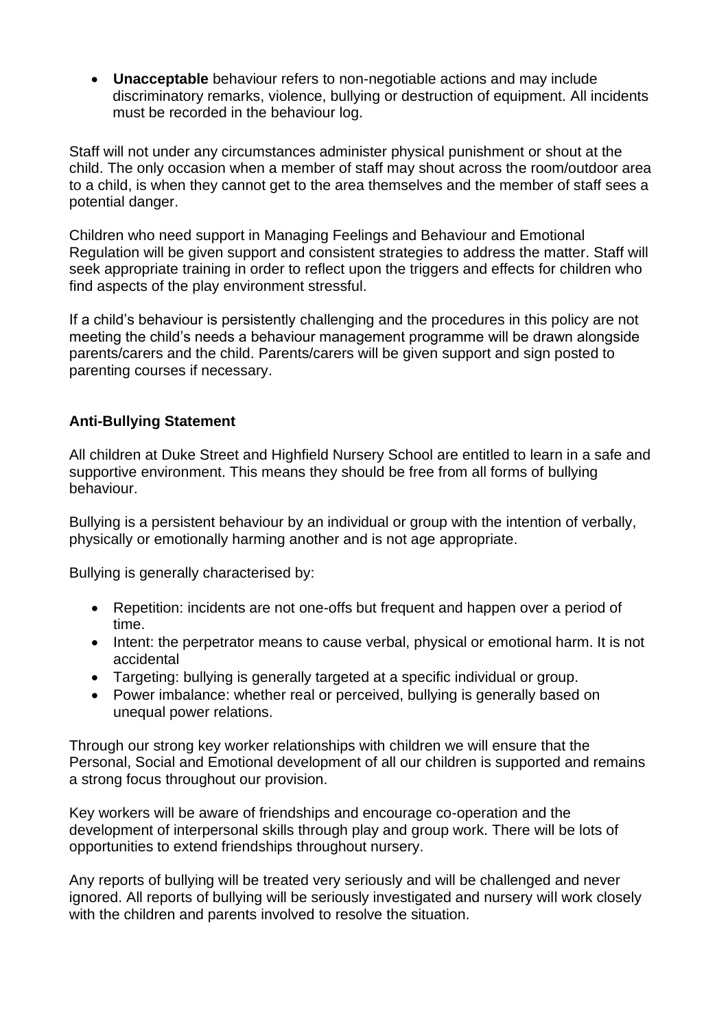- **Unacceptable** behaviour refers to non-negotiable actions and may include discriminatory remarks, violence, bullying or destruction of equipment. All incidents must be recorded in the behaviour log.

Staff will not under any circumstances administer physical punishment or shout at the child. The only occasion when a member of staff may shout across the room/outdoor area to a child, is when they cannot get to the area themselves and the member of staff sees a potential danger.

Children who need support in Managing Feelings and Behaviour and Emotional Regulation will be given support and consistent strategies to address the matter. Staff will seek appropriate training in order to reflect upon the triggers and effects for children who find aspects of the play environment stressful.

If a child's behaviour is persistently challenging and the procedures in this policy are not meeting the child's needs a behaviour management programme will be drawn alongside parents/carers and the child. Parents/carers will be given support and sign posted to parenting courses if necessary.

**Anti-Bullying Statement**

All children at Duke Street and Highfield Nursery School are entitled to learn in a safe and supportive environment. This means they should be free from all forms of bullying behaviour.

Bullying is a persistent behaviour by an individual or group with the intention of verbally, physically or emotionally harming another and is not age appropriate.

Bullying is generally characterised by:

- Repetition: incidents are not one-offs but frequent and happen over a period of time.
- Intent: the perpetrator means to cause verbal, physical or emotional harm. It is not accidental
- Targeting: bullying is generally targeted at a specific individual or group.
- Power imbalance: whether real or perceived, bullying is generally based on unequal power relations.

Through our strong key worker relationships with children we will ensure that the Personal, Social and Emotional development of all our children is supported and remains a strong focus throughout our provision.

Key workers will be aware of friendships and encourage co-operation and the development of interpersonal skills through play and group work. There will be lots of opportunities to extend friendships throughout nursery.

Any reports of bullying will be treated very seriously and will be challenged and never ignored. All reports of bullying will be seriously investigated and nursery will work closely with the children and parents involved to resolve the situation.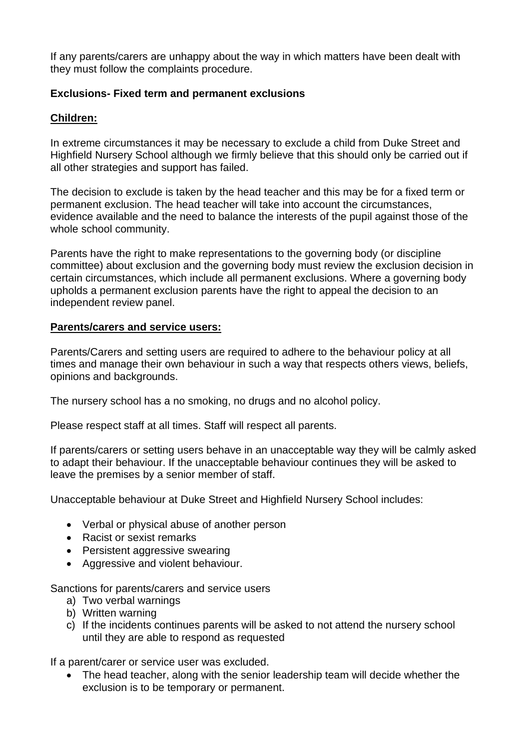If any parents/carers are unhappy about the way in which matters have been dealt with they must follow the complaints procedure.

**Exclusions- Fixed term and permanent exclusions**

**Children:**

In extreme circumstances it may be necessary to exclude a child from Duke Street and Highfield Nursery School although we firmly believe that this should only be carried out if all other strategies and support has failed.

The decision to exclude is taken by the head teacher and this may be for a fixed term or permanent exclusion. The head teacher will take into account the circumstances, evidence available and the need to balance the interests of the pupil against those of the whole school community.

Parents have the right to make representations to the governing body (or discipline committee) about exclusion and the governing body must review the exclusion decision in certain circumstances, which include all permanent exclusions. Where a governing body upholds a permanent exclusion parents have the right to appeal the decision to an independent review panel.

**Parents/carers and service users:**

Parents/Carers and setting users are required to adhere to the behaviour policy at all times and manage their own behaviour in such a way that respects others views, beliefs, opinions and backgrounds.

The nursery school has a no smoking, no drugs and no alcohol policy.

Please respect staff at all times. Staff will respect all parents.

If parents/carers or setting users behave in an unacceptable way they will be calmly asked to adapt their behaviour. If the unacceptable behaviour continues they will be asked to leave the premises by a senior member of staff.

Unacceptable behaviour at Duke Street and Highfield Nursery School includes:

- Verbal or physical abuse of another person
- Racist or sexist remarks
- Persistent aggressive swearing
- Aggressive and violent behaviour.

Sanctions for parents/carers and service users

a) Two verbal warnings
b) Written warning
c) If the incidents continues parents will be asked to not attend the nursery school until they are able to respond as requested

If a parent/carer or service user was excluded.

- The head teacher, along with the senior leadership team will decide whether the exclusion is to be temporary or permanent.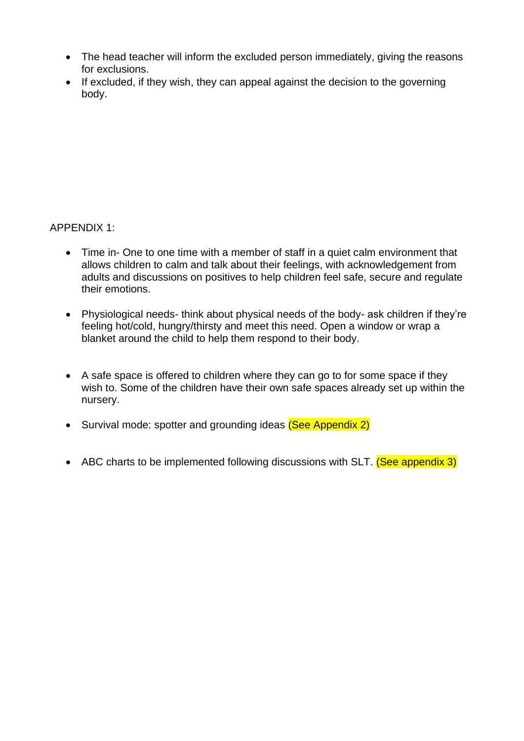- The head teacher will inform the excluded person immediately, giving the reasons for exclusions.
- If excluded, if they wish, they can appeal against the decision to the governing body.

APPENDIX 1:

- Time in- One to one time with a member of staff in a quiet calm environment that allows children to calm and talk about their feelings, with acknowledgement from adults and discussions on positives to help children feel safe, secure and regulate their emotions.

- Physiological needs- think about physical needs of the body- ask children if they're feeling hot/cold, hungry/thirsty and meet this need. Open a window or wrap a blanket around the child to help them respond to their body.

- A safe space is offered to children where they can go to for some space if they wish to. Some of the children have their own safe spaces already set up within the nursery.

- Survival mode: spotter and grounding ideas (See Appendix 2)

- ABC charts to be implemented following discussions with SLT. (See appendix 3)